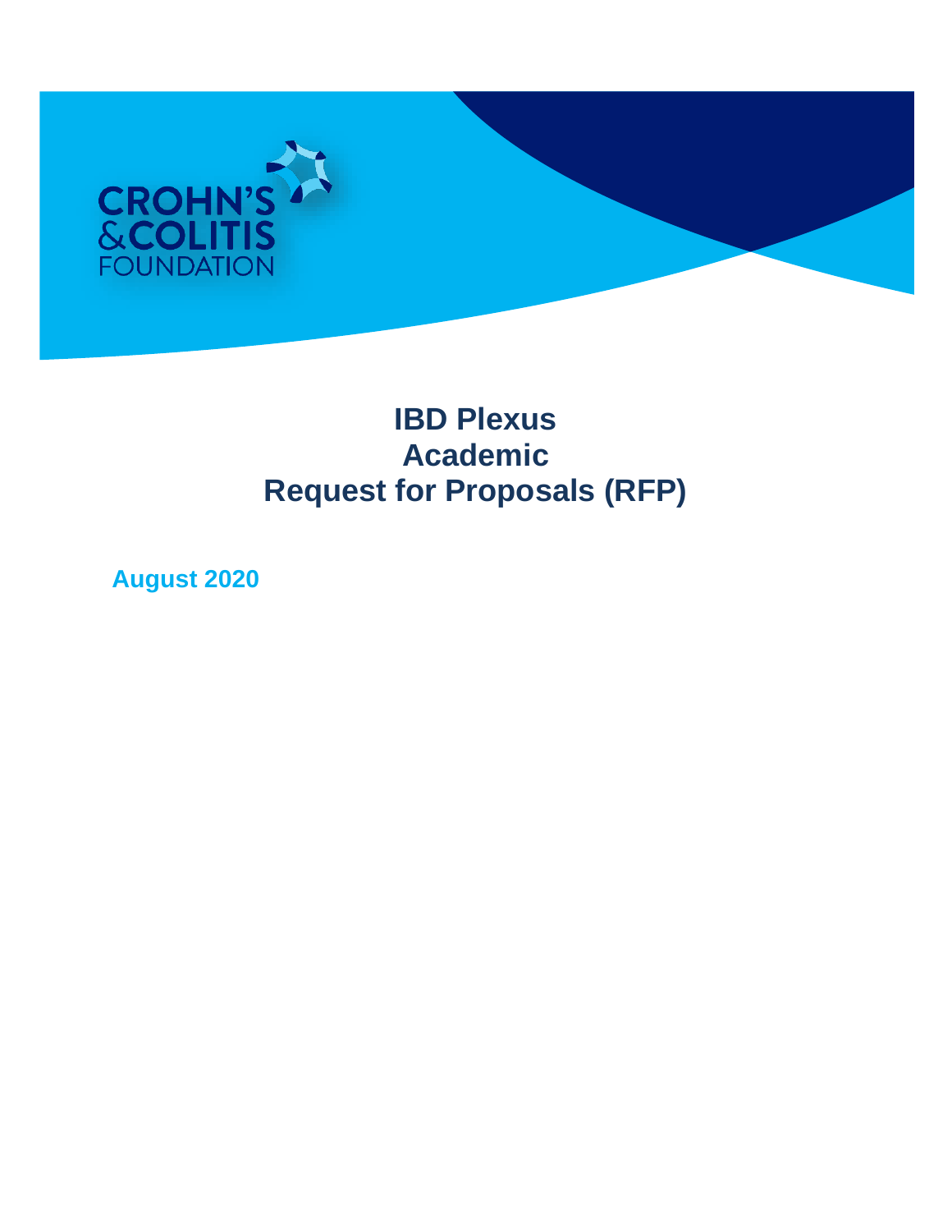CROHN'S & COLITIS FOUNDATION

# IBD Plexus
# Academic
# Request for Proposals (RFP)

**August 2020**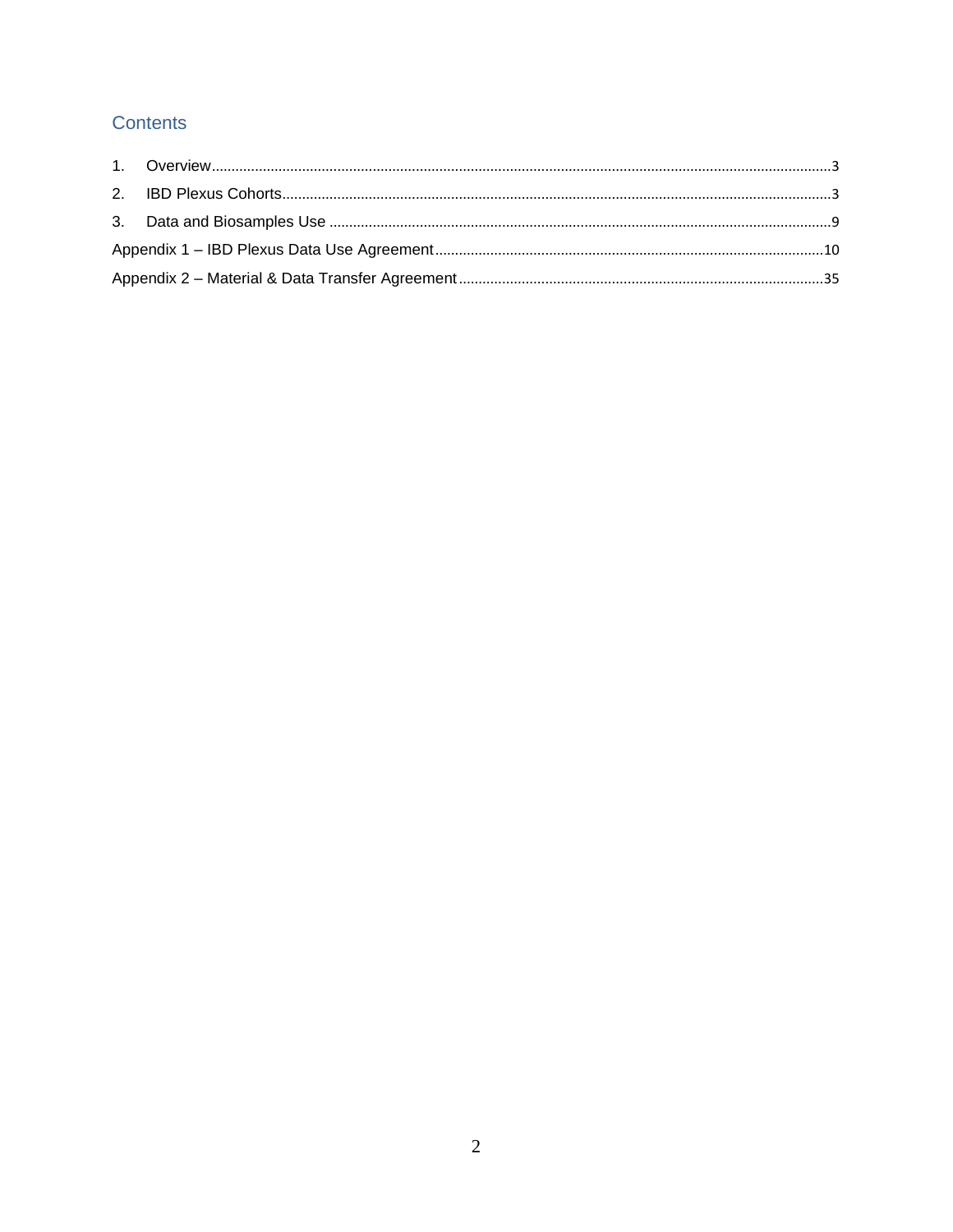## Contents

1. Overview ..... 3
2. IBD Plexus Cohorts ..... 3
3. Data and Biosamples Use ..... 9

Appendix 1 – IBD Plexus Data Use Agreement ..... 10

Appendix 2 – Material & Data Transfer Agreement ..... 35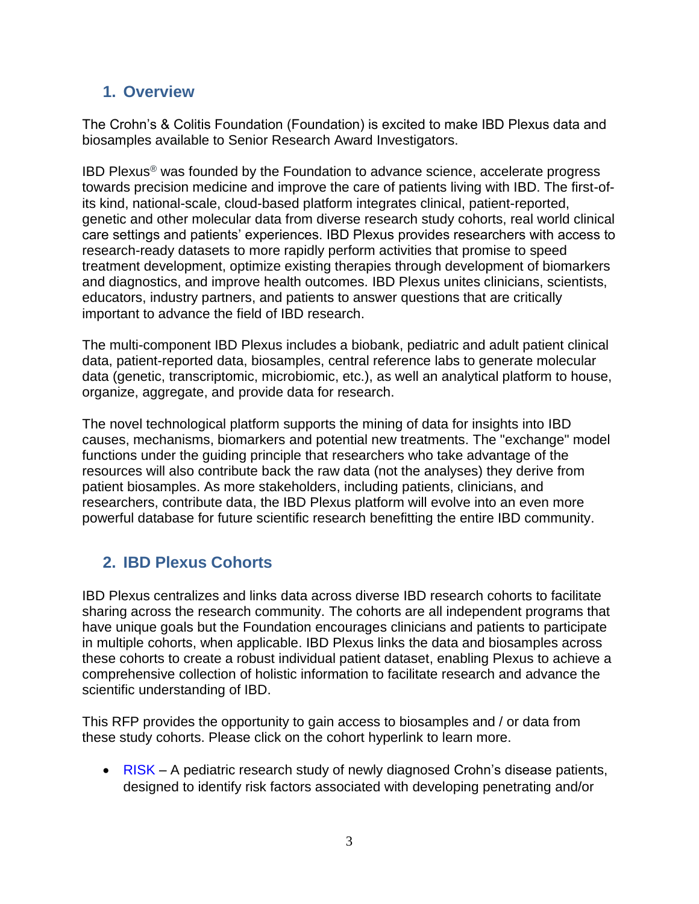## 1. Overview

The Crohn's & Colitis Foundation (Foundation) is excited to make IBD Plexus data and biosamples available to Senior Research Award Investigators.

IBD Plexus® was founded by the Foundation to advance science, accelerate progress towards precision medicine and improve the care of patients living with IBD. The first-of-its kind, national-scale, cloud-based platform integrates clinical, patient-reported, genetic and other molecular data from diverse research study cohorts, real world clinical care settings and patients' experiences. IBD Plexus provides researchers with access to research-ready datasets to more rapidly perform activities that promise to speed treatment development, optimize existing therapies through development of biomarkers and diagnostics, and improve health outcomes. IBD Plexus unites clinicians, scientists, educators, industry partners, and patients to answer questions that are critically important to advance the field of IBD research.

The multi-component IBD Plexus includes a biobank, pediatric and adult patient clinical data, patient-reported data, biosamples, central reference labs to generate molecular data (genetic, transcriptomic, microbiomic, etc.), as well an analytical platform to house, organize, aggregate, and provide data for research.

The novel technological platform supports the mining of data for insights into IBD causes, mechanisms, biomarkers and potential new treatments. The "exchange" model functions under the guiding principle that researchers who take advantage of the resources will also contribute back the raw data (not the analyses) they derive from patient biosamples. As more stakeholders, including patients, clinicians, and researchers, contribute data, the IBD Plexus platform will evolve into an even more powerful database for future scientific research benefitting the entire IBD community.

## 2. IBD Plexus Cohorts

IBD Plexus centralizes and links data across diverse IBD research cohorts to facilitate sharing across the research community. The cohorts are all independent programs that have unique goals but the Foundation encourages clinicians and patients to participate in multiple cohorts, when applicable. IBD Plexus links the data and biosamples across these cohorts to create a robust individual patient dataset, enabling Plexus to achieve a comprehensive collection of holistic information to facilitate research and advance the scientific understanding of IBD.

This RFP provides the opportunity to gain access to biosamples and / or data from these study cohorts. Please click on the cohort hyperlink to learn more.

- RISK – A pediatric research study of newly diagnosed Crohn's disease patients, designed to identify risk factors associated with developing penetrating and/or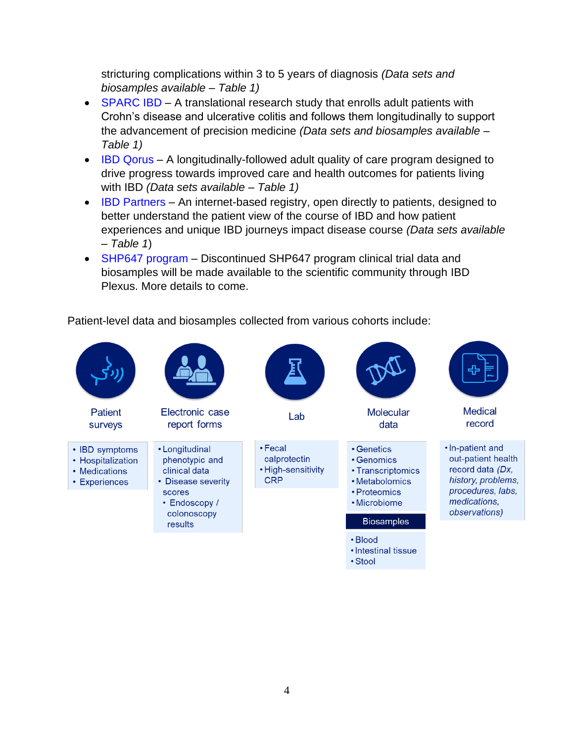stricturing complications within 3 to 5 years of diagnosis *(Data sets and biosamples available – Table 1)*

- SPARC IBD – A translational research study that enrolls adult patients with Crohn's disease and ulcerative colitis and follows them longitudinally to support the advancement of precision medicine *(Data sets and biosamples available – Table 1)*
- IBD Qorus – A longitudinally-followed adult quality of care program designed to drive progress towards improved care and health outcomes for patients living with IBD *(Data sets available – Table 1)*
- IBD Partners – An internet-based registry, open directly to patients, designed to better understand the patient view of the course of IBD and how patient experiences and unique IBD journeys impact disease course *(Data sets available – Table 1)*
- SHP647 program – Discontinued SHP647 program clinical trial data and biosamples will be made available to the scientific community through IBD Plexus. More details to come.

Patient-level data and biosamples collected from various cohorts include:

| Patient surveys | Electronic case report forms | Lab | Molecular data | Medical record |
|---|---|---|---|---|
| • IBD symptoms<br>• Hospitalization<br>• Medications<br>• Experiences | • Longitudinal phenotypic and clinical data<br>• Disease severity scores<br>• Endoscopy / colonoscopy results | • Fecal calprotectin<br>• High-sensitivity CRP | • Genetics<br>• Genomics<br>• Transcriptomics<br>• Metabolomics<br>• Proteomics<br>• Microbiome<br><br>**Biosamples**<br>• Blood<br>• Intestinal tissue<br>• Stool | • In-patient and out-patient health record data *(Dx, history, problems, procedures, labs, medications, observations)* |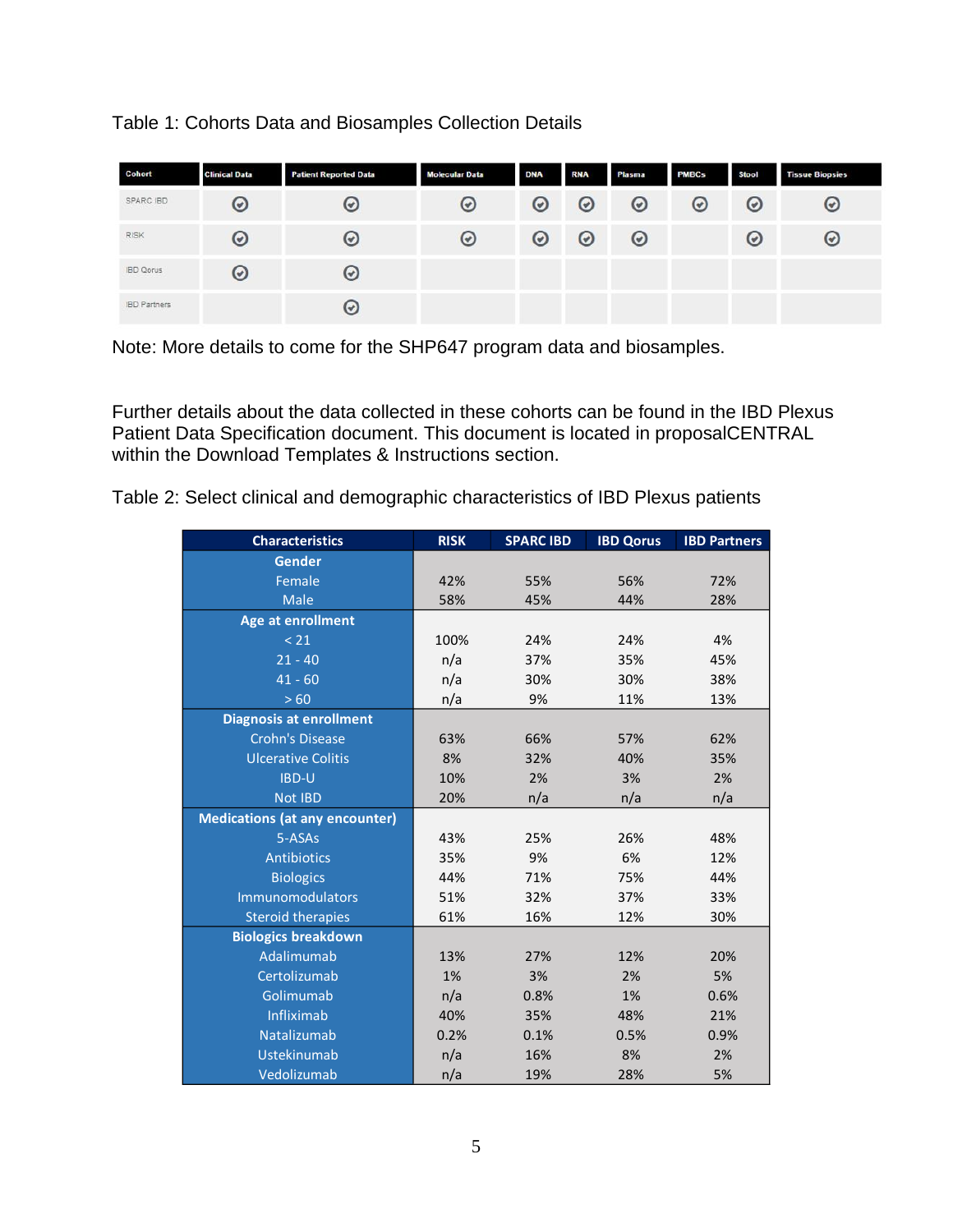Table 1: Cohorts Data and Biosamples Collection Details

| Cohort | Clinical Data | Patient Reported Data | Molecular Data | DNA | RNA | Plasma | PMBCs | Stool | Tissue Biopsies |
|---|---|---|---|---|---|---|---|---|---|
| SPARC IBD | ✓ | ✓ | ✓ | ✓ | ✓ | ✓ | ✓ | ✓ | ✓ |
| RISK | ✓ | ✓ | ✓ | ✓ | ✓ | ✓ | | ✓ | ✓ |
| IBD Qorus | ✓ | ✓ | | | | | | | |
| IBD Partners | | ✓ | | | | | | | |

Note: More details to come for the SHP647 program data and biosamples.

Further details about the data collected in these cohorts can be found in the IBD Plexus Patient Data Specification document. This document is located in proposalCENTRAL within the Download Templates & Instructions section.

Table 2: Select clinical and demographic characteristics of IBD Plexus patients

| Characteristics | RISK | SPARC IBD | IBD Qorus | IBD Partners |
|---|---|---|---|---|
| **Gender** | | | | |
| Female | 42% | 55% | 56% | 72% |
| Male | 58% | 45% | 44% | 28% |
| **Age at enrollment** | | | | |
| < 21 | 100% | 24% | 24% | 4% |
| 21 - 40 | n/a | 37% | 35% | 45% |
| 41 - 60 | n/a | 30% | 30% | 38% |
| > 60 | n/a | 9% | 11% | 13% |
| **Diagnosis at enrollment** | | | | |
| Crohn's Disease | 63% | 66% | 57% | 62% |
| Ulcerative Colitis | 8% | 32% | 40% | 35% |
| IBD-U | 10% | 2% | 3% | 2% |
| Not IBD | 20% | n/a | n/a | n/a |
| **Medications (at any encounter)** | | | | |
| 5-ASAs | 43% | 25% | 26% | 48% |
| Antibiotics | 35% | 9% | 6% | 12% |
| Biologics | 44% | 71% | 75% | 44% |
| Immunomodulators | 51% | 32% | 37% | 33% |
| Steroid therapies | 61% | 16% | 12% | 30% |
| **Biologics breakdown** | | | | |
| Adalimumab | 13% | 27% | 12% | 20% |
| Certolizumab | 1% | 3% | 2% | 5% |
| Golimumab | n/a | 0.8% | 1% | 0.6% |
| Infliximab | 40% | 35% | 48% | 21% |
| Natalizumab | 0.2% | 0.1% | 0.5% | 0.9% |
| Ustekinumab | n/a | 16% | 8% | 2% |
| Vedolizumab | n/a | 19% | 28% | 5% |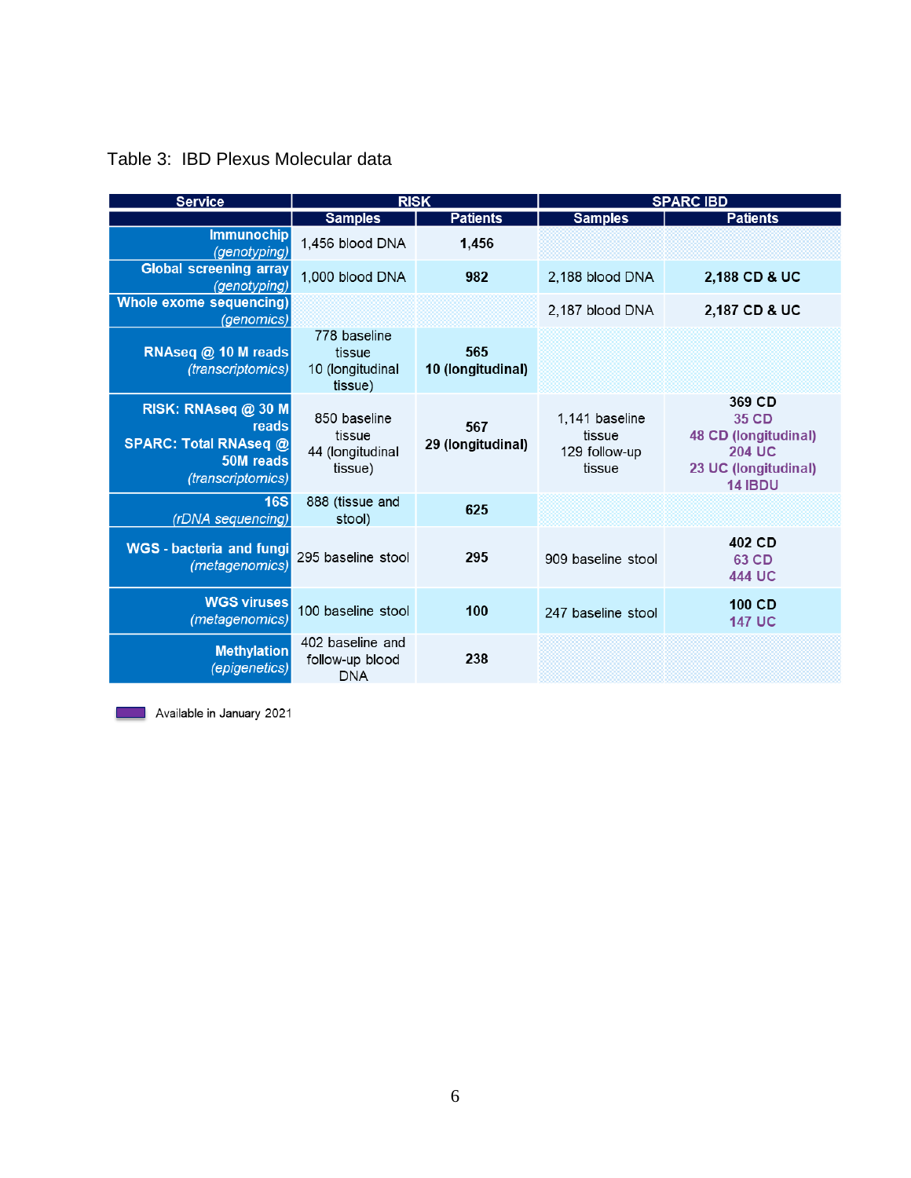Table 3: IBD Plexus Molecular data

| Service | RISK | | SPARC IBD | |
|---|---|---|---|---|
| | Samples | Patients | Samples | Patients |
| **Immunochip** *(genotyping)* | 1,456 blood DNA | **1,456** | | |
| **Global screening array** *(genotyping)* | 1,000 blood DNA | **982** | 2,188 blood DNA | **2,188 CD & UC** |
| **Whole exome sequencing)** *(genomics)* | | | 2,187 blood DNA | **2,187 CD & UC** |
| **RNAseq @ 10 M reads** *(transcriptomics)* | 778 baseline tissue 10 (longitudinal tissue) | **565 10 (longitudinal)** | | |
| **RISK: RNAseq @ 30 M reads SPARC: Total RNAseq @ 50M reads** *(transcriptomics)* | 850 baseline tissue 44 (longitudinal tissue) | **567 29 (longitudinal)** | 1,141 baseline tissue 129 follow-up tissue | **369 CD** **35 CD** **48 CD (longitudinal)** **204 UC** **23 UC (longitudinal)** **14 IBDU** |
| **16S** *(rDNA sequencing)* | 888 (tissue and stool) | **625** | | |
| **WGS - bacteria and fungi** *(metagenomics)* | 295 baseline stool | **295** | 909 baseline stool | **402 CD** **63 CD** **444 UC** |
| **WGS viruses** *(metagenomics)* | 100 baseline stool | **100** | 247 baseline stool | **100 CD** **147 UC** |
| **Methylation** *(epigenetics)* | 402 baseline and follow-up blood DNA | **238** | | |

Available in January 2021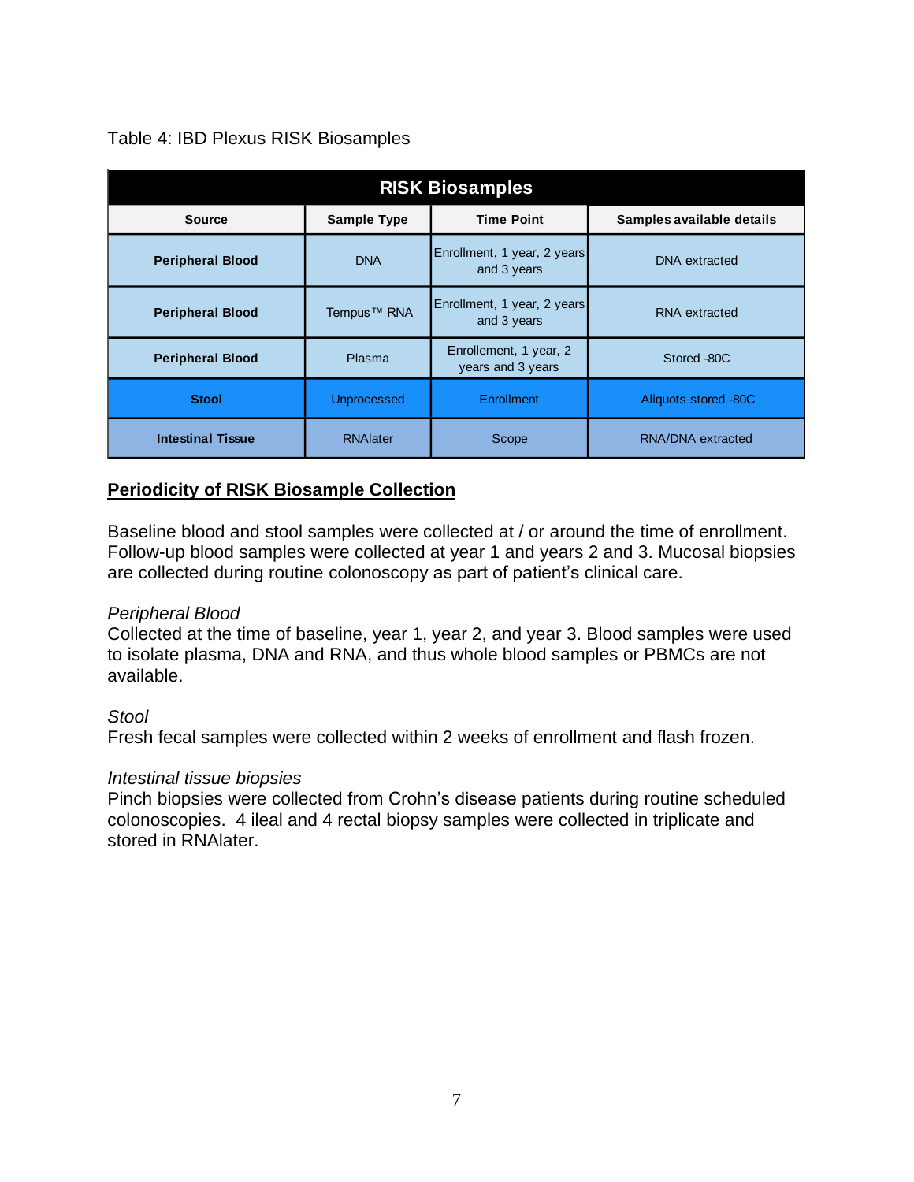Table 4: IBD Plexus RISK Biosamples

| RISK Biosamples | | | |
|---|---|---|---|
| **Source** | **Sample Type** | **Time Point** | **Samples available details** |
| **Peripheral Blood** | DNA | Enrollment, 1 year, 2 years and 3 years | DNA extracted |
| **Peripheral Blood** | Tempus™ RNA | Enrollment, 1 year, 2 years and 3 years | RNA extracted |
| **Peripheral Blood** | Plasma | Enrollement, 1 year, 2 years and 3 years | Stored -80C |
| **Stool** | Unprocessed | Enrollment | Aliquots stored -80C |
| **Intestinal Tissue** | RNAlater | Scope | RNA/DNA extracted |

## Periodicity of RISK Biosample Collection

Baseline blood and stool samples were collected at / or around the time of enrollment. Follow-up blood samples were collected at year 1 and years 2 and 3. Mucosal biopsies are collected during routine colonoscopy as part of patient's clinical care.

*Peripheral Blood*
Collected at the time of baseline, year 1, year 2, and year 3. Blood samples were used to isolate plasma, DNA and RNA, and thus whole blood samples or PBMCs are not available.

*Stool*
Fresh fecal samples were collected within 2 weeks of enrollment and flash frozen.

*Intestinal tissue biopsies*
Pinch biopsies were collected from Crohn's disease patients during routine scheduled colonoscopies. 4 ileal and 4 rectal biopsy samples were collected in triplicate and stored in RNAlater.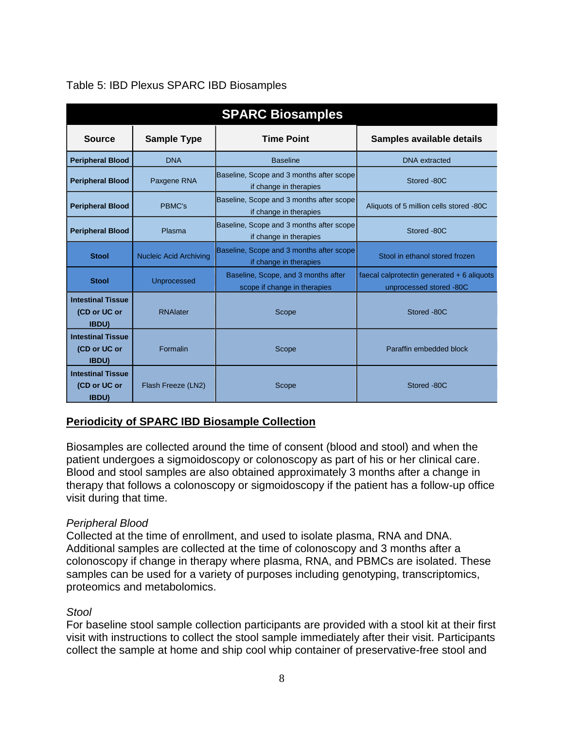Table 5: IBD Plexus SPARC IBD Biosamples

| SPARC Biosamples | | | |
|---|---|---|---|
| **Source** | **Sample Type** | **Time Point** | **Samples available details** |
| **Peripheral Blood** | DNA | Baseline | DNA extracted |
| **Peripheral Blood** | Paxgene RNA | Baseline, Scope and 3 months after scope if change in therapies | Stored -80C |
| **Peripheral Blood** | PBMC's | Baseline, Scope and 3 months after scope if change in therapies | Aliquots of 5 million cells stored -80C |
| **Peripheral Blood** | Plasma | Baseline, Scope and 3 months after scope if change in therapies | Stored -80C |
| **Stool** | Nucleic Acid Archiving | Baseline, Scope and 3 months after scope if change in therapies | Stool in ethanol stored frozen |
| **Stool** | Unprocessed | Baseline, Scope, and 3 months after scope if change in therapies | faecal calprotectin generated + 6 aliquots unprocessed stored -80C |
| **Intestinal Tissue (CD or UC or IBDU)** | RNAlater | Scope | Stored -80C |
| **Intestinal Tissue (CD or UC or IBDU)** | Formalin | Scope | Paraffin embedded block |
| **Intestinal Tissue (CD or UC or IBDU)** | Flash Freeze (LN2) | Scope | Stored -80C |

## Periodicity of SPARC IBD Biosample Collection

Biosamples are collected around the time of consent (blood and stool) and when the patient undergoes a sigmoidoscopy or colonoscopy as part of his or her clinical care. Blood and stool samples are also obtained approximately 3 months after a change in therapy that follows a colonoscopy or sigmoidoscopy if the patient has a follow-up office visit during that time.

*Peripheral Blood*

Collected at the time of enrollment, and used to isolate plasma, RNA and DNA. Additional samples are collected at the time of colonoscopy and 3 months after a colonoscopy if change in therapy where plasma, RNA, and PBMCs are isolated. These samples can be used for a variety of purposes including genotyping, transcriptomics, proteomics and metabolomics.

*Stool*

For baseline stool sample collection participants are provided with a stool kit at their first visit with instructions to collect the stool sample immediately after their visit. Participants collect the sample at home and ship cool whip container of preservative-free stool and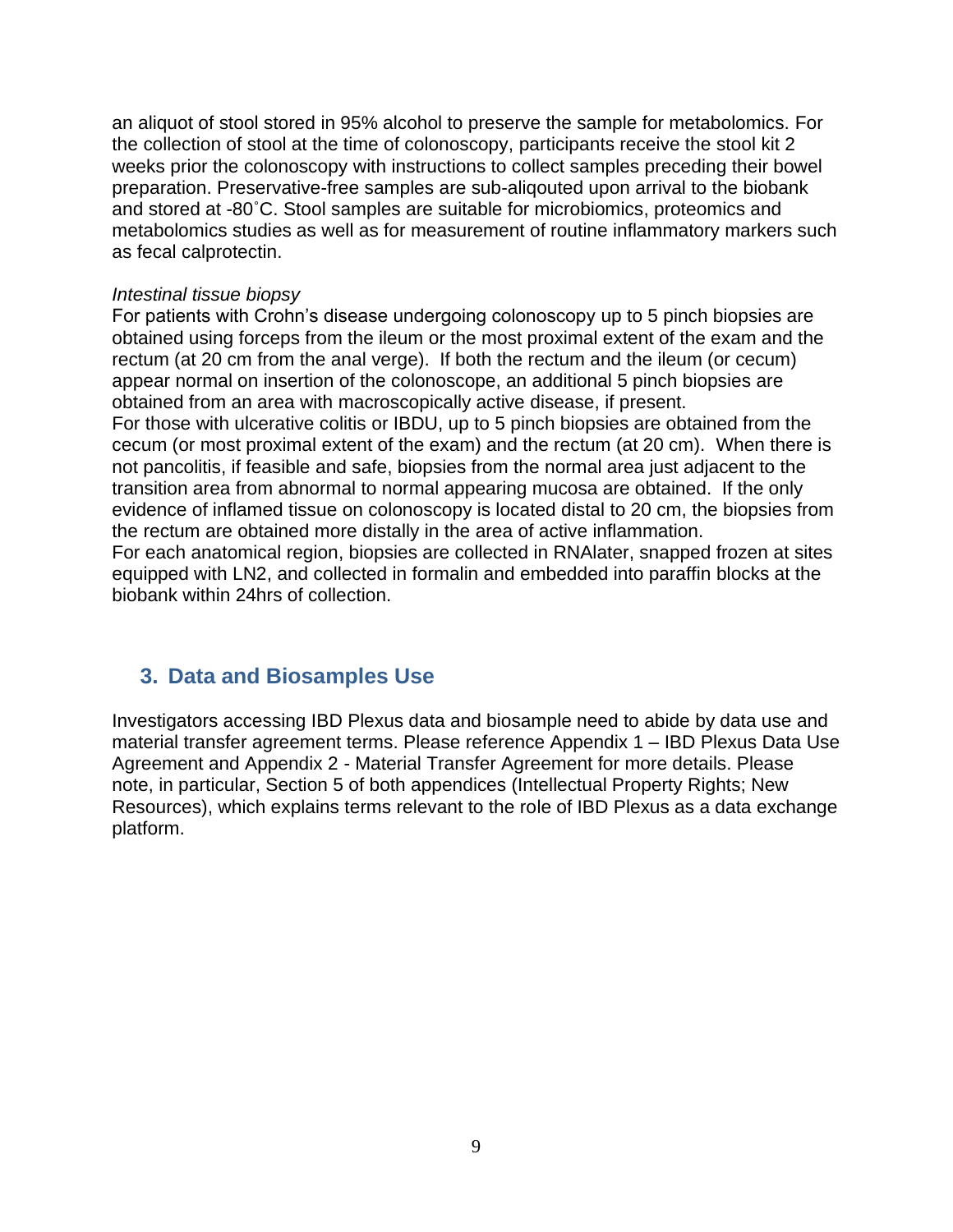an aliquot of stool stored in 95% alcohol to preserve the sample for metabolomics. For the collection of stool at the time of colonoscopy, participants receive the stool kit 2 weeks prior the colonoscopy with instructions to collect samples preceding their bowel preparation. Preservative-free samples are sub-aliqouted upon arrival to the biobank and stored at -80˚C. Stool samples are suitable for microbiomics, proteomics and metabolomics studies as well as for measurement of routine inflammatory markers such as fecal calprotectin.

*Intestinal tissue biopsy*

For patients with Crohn's disease undergoing colonoscopy up to 5 pinch biopsies are obtained using forceps from the ileum or the most proximal extent of the exam and the rectum (at 20 cm from the anal verge). If both the rectum and the ileum (or cecum) appear normal on insertion of the colonoscope, an additional 5 pinch biopsies are obtained from an area with macroscopically active disease, if present.

For those with ulcerative colitis or IBDU, up to 5 pinch biopsies are obtained from the cecum (or most proximal extent of the exam) and the rectum (at 20 cm). When there is not pancolitis, if feasible and safe, biopsies from the normal area just adjacent to the transition area from abnormal to normal appearing mucosa are obtained. If the only evidence of inflamed tissue on colonoscopy is located distal to 20 cm, the biopsies from the rectum are obtained more distally in the area of active inflammation.

For each anatomical region, biopsies are collected in RNAlater, snapped frozen at sites equipped with LN2, and collected in formalin and embedded into paraffin blocks at the biobank within 24hrs of collection.

## 3. Data and Biosamples Use

Investigators accessing IBD Plexus data and biosample need to abide by data use and material transfer agreement terms. Please reference Appendix 1 – IBD Plexus Data Use Agreement and Appendix 2 - Material Transfer Agreement for more details. Please note, in particular, Section 5 of both appendices (Intellectual Property Rights; New Resources), which explains terms relevant to the role of IBD Plexus as a data exchange platform.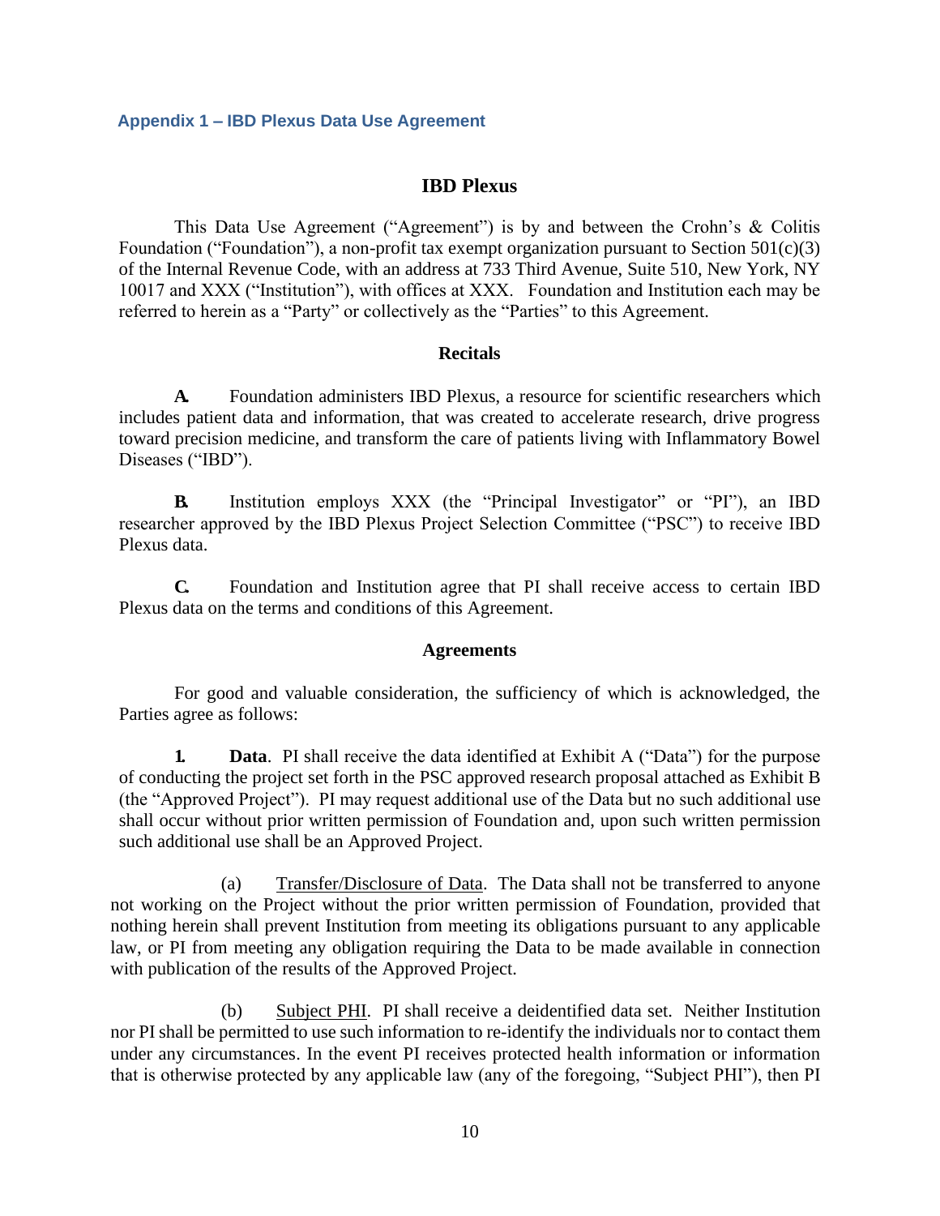## Appendix 1 – IBD Plexus Data Use Agreement

### IBD Plexus

This Data Use Agreement ("Agreement") is by and between the Crohn's & Colitis Foundation ("Foundation"), a non-profit tax exempt organization pursuant to Section 501(c)(3) of the Internal Revenue Code, with an address at 733 Third Avenue, Suite 510, New York, NY 10017 and XXX ("Institution"), with offices at XXX. Foundation and Institution each may be referred to herein as a "Party" or collectively as the "Parties" to this Agreement.

#### Recitals

**A.** Foundation administers IBD Plexus, a resource for scientific researchers which includes patient data and information, that was created to accelerate research, drive progress toward precision medicine, and transform the care of patients living with Inflammatory Bowel Diseases ("IBD").

**B.** Institution employs XXX (the "Principal Investigator" or "PI"), an IBD researcher approved by the IBD Plexus Project Selection Committee ("PSC") to receive IBD Plexus data.

**C.** Foundation and Institution agree that PI shall receive access to certain IBD Plexus data on the terms and conditions of this Agreement.

#### Agreements

For good and valuable consideration, the sufficiency of which is acknowledged, the Parties agree as follows:

**1.** **Data**. PI shall receive the data identified at Exhibit A ("Data") for the purpose of conducting the project set forth in the PSC approved research proposal attached as Exhibit B (the "Approved Project"). PI may request additional use of the Data but no such additional use shall occur without prior written permission of Foundation and, upon such written permission such additional use shall be an Approved Project.

(a) Transfer/Disclosure of Data. The Data shall not be transferred to anyone not working on the Project without the prior written permission of Foundation, provided that nothing herein shall prevent Institution from meeting its obligations pursuant to any applicable law, or PI from meeting any obligation requiring the Data to be made available in connection with publication of the results of the Approved Project.

(b) Subject PHI. PI shall receive a deidentified data set. Neither Institution nor PI shall be permitted to use such information to re-identify the individuals nor to contact them under any circumstances. In the event PI receives protected health information or information that is otherwise protected by any applicable law (any of the foregoing, "Subject PHI"), then PI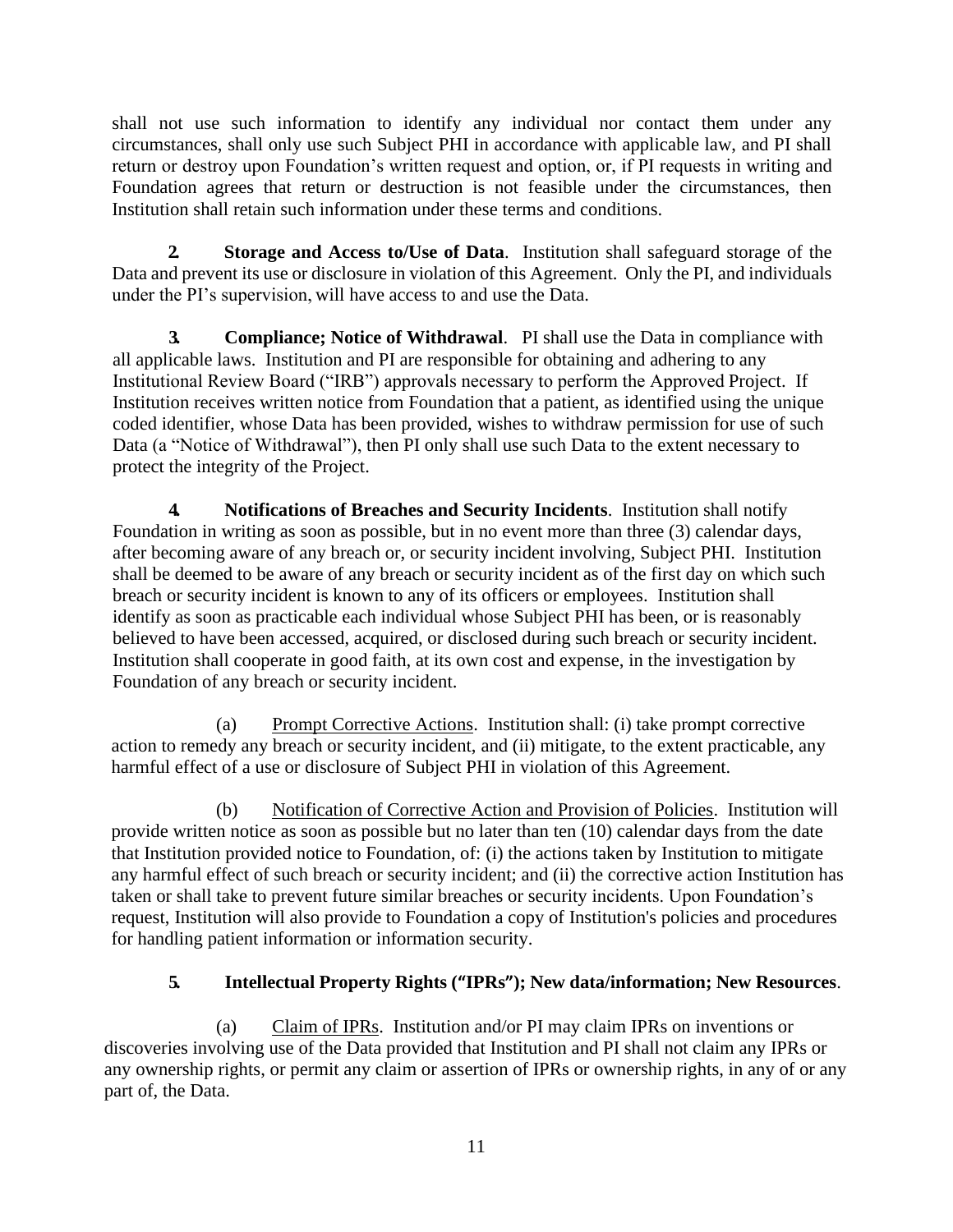shall not use such information to identify any individual nor contact them under any circumstances, shall only use such Subject PHI in accordance with applicable law, and PI shall return or destroy upon Foundation's written request and option, or, if PI requests in writing and Foundation agrees that return or destruction is not feasible under the circumstances, then Institution shall retain such information under these terms and conditions.

**2. Storage and Access to/Use of Data**. Institution shall safeguard storage of the Data and prevent its use or disclosure in violation of this Agreement. Only the PI, and individuals under the PI's supervision, will have access to and use the Data.

**3. Compliance; Notice of Withdrawal**. PI shall use the Data in compliance with all applicable laws. Institution and PI are responsible for obtaining and adhering to any Institutional Review Board ("IRB") approvals necessary to perform the Approved Project. If Institution receives written notice from Foundation that a patient, as identified using the unique coded identifier, whose Data has been provided, wishes to withdraw permission for use of such Data (a "Notice of Withdrawal"), then PI only shall use such Data to the extent necessary to protect the integrity of the Project.

**4. Notifications of Breaches and Security Incidents**. Institution shall notify Foundation in writing as soon as possible, but in no event more than three (3) calendar days, after becoming aware of any breach or, or security incident involving, Subject PHI. Institution shall be deemed to be aware of any breach or security incident as of the first day on which such breach or security incident is known to any of its officers or employees. Institution shall identify as soon as practicable each individual whose Subject PHI has been, or is reasonably believed to have been accessed, acquired, or disclosed during such breach or security incident. Institution shall cooperate in good faith, at its own cost and expense, in the investigation by Foundation of any breach or security incident.

(a) Prompt Corrective Actions. Institution shall: (i) take prompt corrective action to remedy any breach or security incident, and (ii) mitigate, to the extent practicable, any harmful effect of a use or disclosure of Subject PHI in violation of this Agreement.

(b) Notification of Corrective Action and Provision of Policies. Institution will provide written notice as soon as possible but no later than ten (10) calendar days from the date that Institution provided notice to Foundation, of: (i) the actions taken by Institution to mitigate any harmful effect of such breach or security incident; and (ii) the corrective action Institution has taken or shall take to prevent future similar breaches or security incidents. Upon Foundation's request, Institution will also provide to Foundation a copy of Institution's policies and procedures for handling patient information or information security.

**5. Intellectual Property Rights ("IPRs"); New data/information; New Resources**.

(a) Claim of IPRs. Institution and/or PI may claim IPRs on inventions or discoveries involving use of the Data provided that Institution and PI shall not claim any IPRs or any ownership rights, or permit any claim or assertion of IPRs or ownership rights, in any of or any part of, the Data.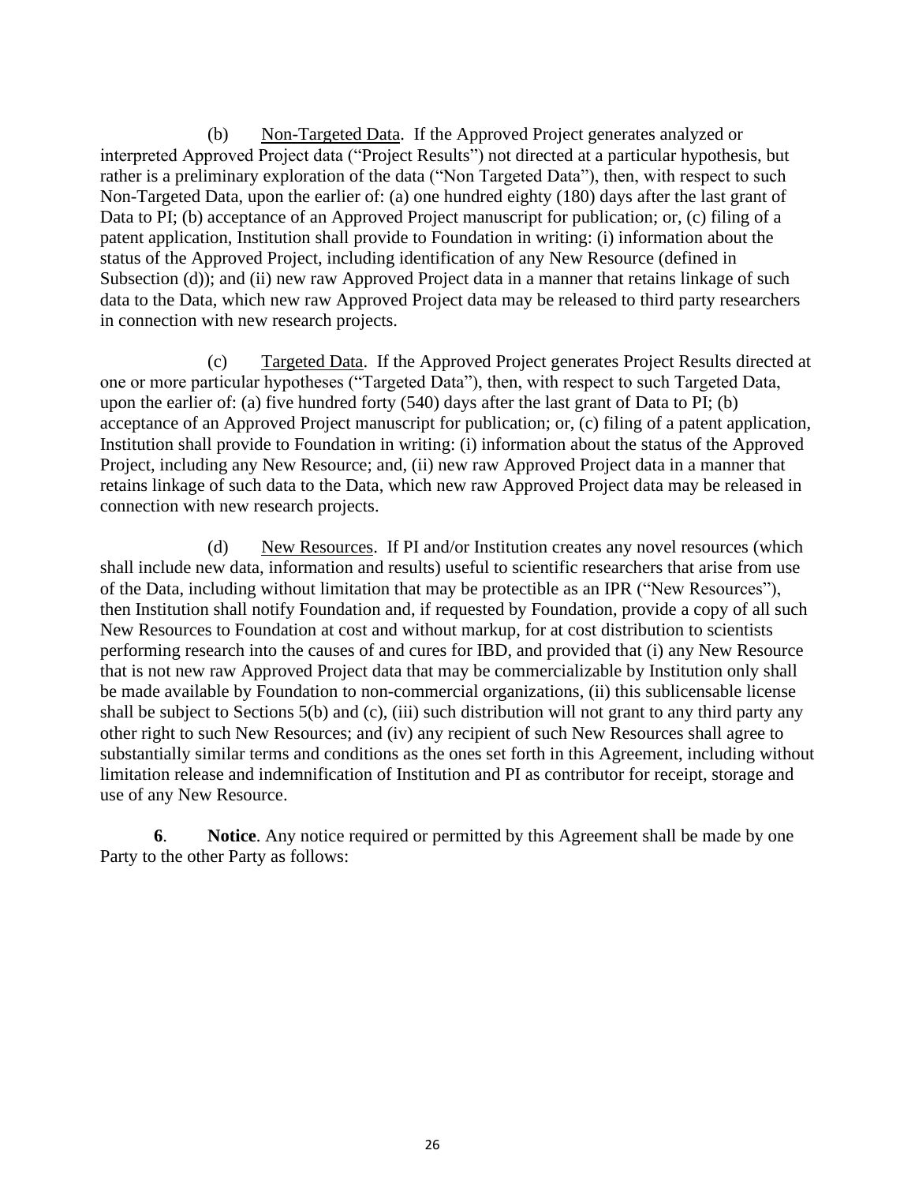(b) <u>Non-Targeted Data</u>. If the Approved Project generates analyzed or interpreted Approved Project data ("Project Results") not directed at a particular hypothesis, but rather is a preliminary exploration of the data ("Non Targeted Data"), then, with respect to such Non-Targeted Data, upon the earlier of: (a) one hundred eighty (180) days after the last grant of Data to PI; (b) acceptance of an Approved Project manuscript for publication; or, (c) filing of a patent application, Institution shall provide to Foundation in writing: (i) information about the status of the Approved Project, including identification of any New Resource (defined in Subsection (d)); and (ii) new raw Approved Project data in a manner that retains linkage of such data to the Data, which new raw Approved Project data may be released to third party researchers in connection with new research projects.

(c) <u>Targeted Data</u>. If the Approved Project generates Project Results directed at one or more particular hypotheses ("Targeted Data"), then, with respect to such Targeted Data, upon the earlier of: (a) five hundred forty (540) days after the last grant of Data to PI; (b) acceptance of an Approved Project manuscript for publication; or, (c) filing of a patent application, Institution shall provide to Foundation in writing: (i) information about the status of the Approved Project, including any New Resource; and, (ii) new raw Approved Project data in a manner that retains linkage of such data to the Data, which new raw Approved Project data may be released in connection with new research projects.

(d) <u>New Resources</u>. If PI and/or Institution creates any novel resources (which shall include new data, information and results) useful to scientific researchers that arise from use of the Data, including without limitation that may be protectible as an IPR ("New Resources"), then Institution shall notify Foundation and, if requested by Foundation, provide a copy of all such New Resources to Foundation at cost and without markup, for at cost distribution to scientists performing research into the causes of and cures for IBD, and provided that (i) any New Resource that is not new raw Approved Project data that may be commercializable by Institution only shall be made available by Foundation to non-commercial organizations, (ii) this sublicensable license shall be subject to Sections 5(b) and (c), (iii) such distribution will not grant to any third party any other right to such New Resources; and (iv) any recipient of such New Resources shall agree to substantially similar terms and conditions as the ones set forth in this Agreement, including without limitation release and indemnification of Institution and PI as contributor for receipt, storage and use of any New Resource.

**6**. **Notice**. Any notice required or permitted by this Agreement shall be made by one Party to the other Party as follows: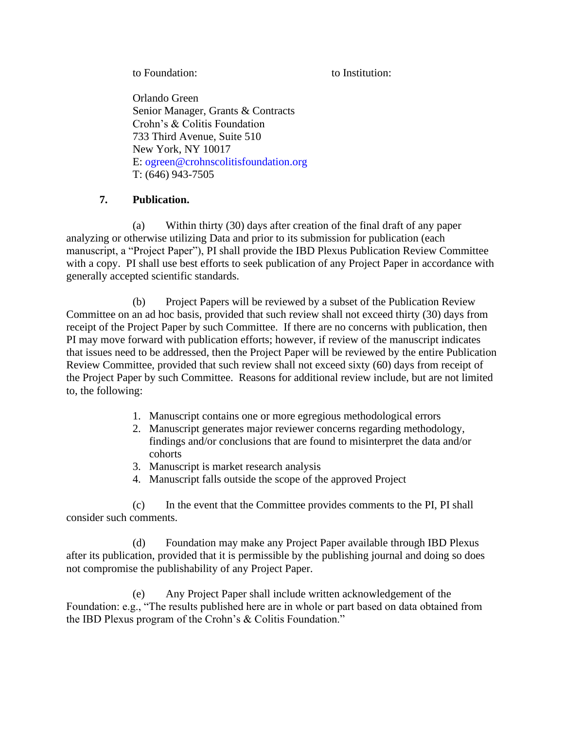to Foundation: | to Institution:

Orlando Green
Senior Manager, Grants & Contracts
Crohn's & Colitis Foundation
733 Third Avenue, Suite 510
New York, NY 10017
E: ogreen@crohnscolitisfoundation.org
T: (646) 943-7505

**7. Publication.**

(a) Within thirty (30) days after creation of the final draft of any paper analyzing or otherwise utilizing Data and prior to its submission for publication (each manuscript, a "Project Paper"), PI shall provide the IBD Plexus Publication Review Committee with a copy. PI shall use best efforts to seek publication of any Project Paper in accordance with generally accepted scientific standards.

(b) Project Papers will be reviewed by a subset of the Publication Review Committee on an ad hoc basis, provided that such review shall not exceed thirty (30) days from receipt of the Project Paper by such Committee. If there are no concerns with publication, then PI may move forward with publication efforts; however, if review of the manuscript indicates that issues need to be addressed, then the Project Paper will be reviewed by the entire Publication Review Committee, provided that such review shall not exceed sixty (60) days from receipt of the Project Paper by such Committee. Reasons for additional review include, but are not limited to, the following:

1. Manuscript contains one or more egregious methodological errors
2. Manuscript generates major reviewer concerns regarding methodology, findings and/or conclusions that are found to misinterpret the data and/or cohorts
3. Manuscript is market research analysis
4. Manuscript falls outside the scope of the approved Project

(c) In the event that the Committee provides comments to the PI, PI shall consider such comments.

(d) Foundation may make any Project Paper available through IBD Plexus after its publication, provided that it is permissible by the publishing journal and doing so does not compromise the publishability of any Project Paper.

(e) Any Project Paper shall include written acknowledgement of the Foundation: e.g., "The results published here are in whole or part based on data obtained from the IBD Plexus program of the Crohn's & Colitis Foundation."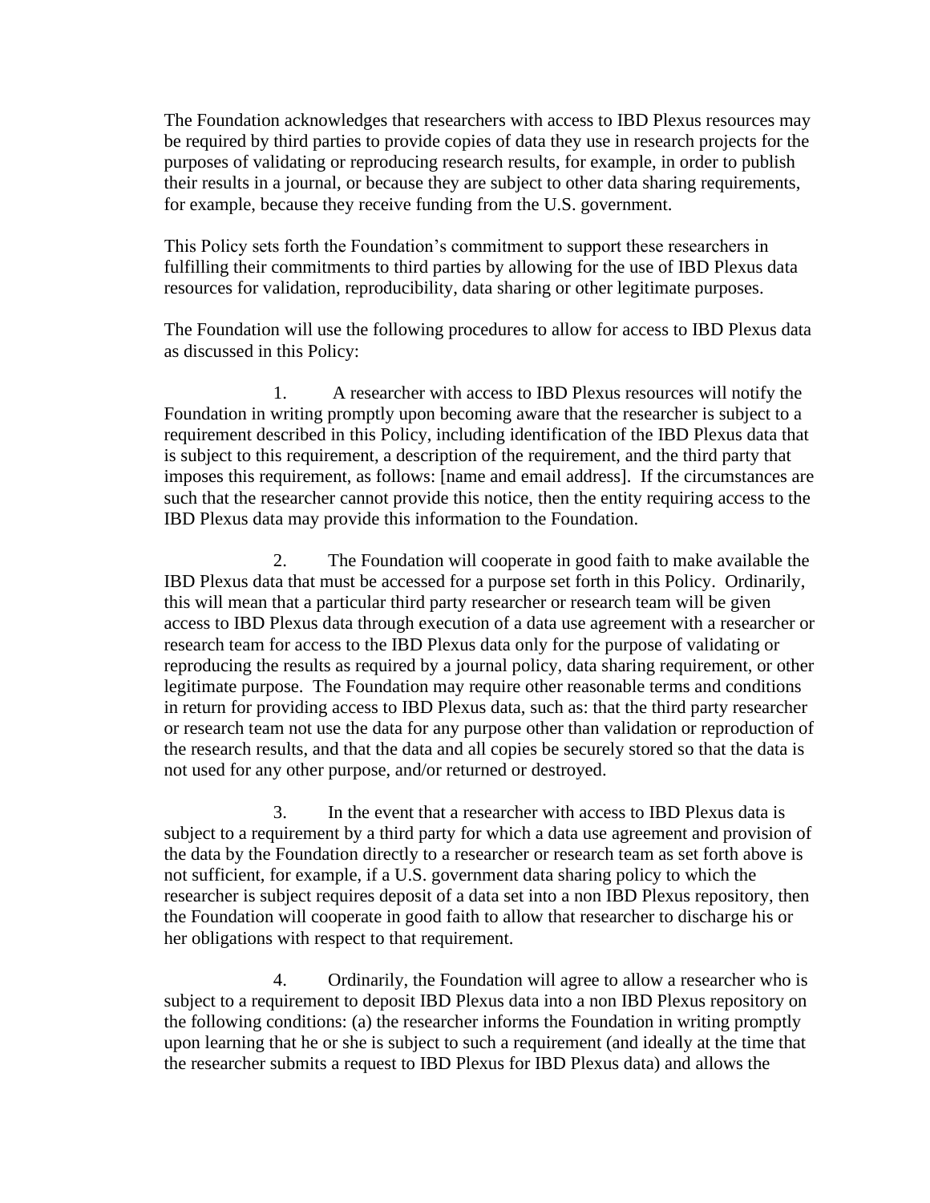The Foundation acknowledges that researchers with access to IBD Plexus resources may be required by third parties to provide copies of data they use in research projects for the purposes of validating or reproducing research results, for example, in order to publish their results in a journal, or because they are subject to other data sharing requirements, for example, because they receive funding from the U.S. government.

This Policy sets forth the Foundation's commitment to support these researchers in fulfilling their commitments to third parties by allowing for the use of IBD Plexus data resources for validation, reproducibility, data sharing or other legitimate purposes.

The Foundation will use the following procedures to allow for access to IBD Plexus data as discussed in this Policy:

1. A researcher with access to IBD Plexus resources will notify the Foundation in writing promptly upon becoming aware that the researcher is subject to a requirement described in this Policy, including identification of the IBD Plexus data that is subject to this requirement, a description of the requirement, and the third party that imposes this requirement, as follows: [name and email address]. If the circumstances are such that the researcher cannot provide this notice, then the entity requiring access to the IBD Plexus data may provide this information to the Foundation.

2. The Foundation will cooperate in good faith to make available the IBD Plexus data that must be accessed for a purpose set forth in this Policy. Ordinarily, this will mean that a particular third party researcher or research team will be given access to IBD Plexus data through execution of a data use agreement with a researcher or research team for access to the IBD Plexus data only for the purpose of validating or reproducing the results as required by a journal policy, data sharing requirement, or other legitimate purpose. The Foundation may require other reasonable terms and conditions in return for providing access to IBD Plexus data, such as: that the third party researcher or research team not use the data for any purpose other than validation or reproduction of the research results, and that the data and all copies be securely stored so that the data is not used for any other purpose, and/or returned or destroyed.

3. In the event that a researcher with access to IBD Plexus data is subject to a requirement by a third party for which a data use agreement and provision of the data by the Foundation directly to a researcher or research team as set forth above is not sufficient, for example, if a U.S. government data sharing policy to which the researcher is subject requires deposit of a data set into a non IBD Plexus repository, then the Foundation will cooperate in good faith to allow that researcher to discharge his or her obligations with respect to that requirement.

4. Ordinarily, the Foundation will agree to allow a researcher who is subject to a requirement to deposit IBD Plexus data into a non IBD Plexus repository on the following conditions: (a) the researcher informs the Foundation in writing promptly upon learning that he or she is subject to such a requirement (and ideally at the time that the researcher submits a request to IBD Plexus for IBD Plexus data) and allows the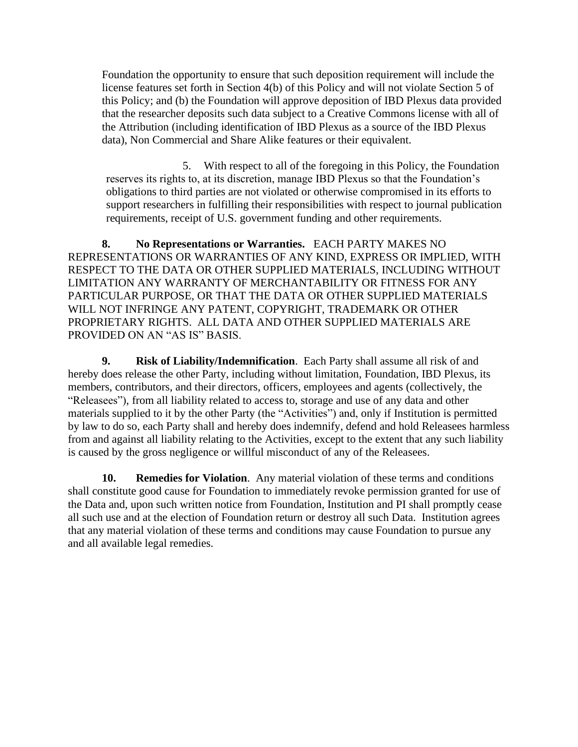Foundation the opportunity to ensure that such deposition requirement will include the license features set forth in Section 4(b) of this Policy and will not violate Section 5 of this Policy; and (b) the Foundation will approve deposition of IBD Plexus data provided that the researcher deposits such data subject to a Creative Commons license with all of the Attribution (including identification of IBD Plexus as a source of the IBD Plexus data), Non Commercial and Share Alike features or their equivalent.

5. With respect to all of the foregoing in this Policy, the Foundation reserves its rights to, at its discretion, manage IBD Plexus so that the Foundation's obligations to third parties are not violated or otherwise compromised in its efforts to support researchers in fulfilling their responsibilities with respect to journal publication requirements, receipt of U.S. government funding and other requirements.

**8. No Representations or Warranties.** EACH PARTY MAKES NO REPRESENTATIONS OR WARRANTIES OF ANY KIND, EXPRESS OR IMPLIED, WITH RESPECT TO THE DATA OR OTHER SUPPLIED MATERIALS, INCLUDING WITHOUT LIMITATION ANY WARRANTY OF MERCHANTABILITY OR FITNESS FOR ANY PARTICULAR PURPOSE, OR THAT THE DATA OR OTHER SUPPLIED MATERIALS WILL NOT INFRINGE ANY PATENT, COPYRIGHT, TRADEMARK OR OTHER PROPRIETARY RIGHTS. ALL DATA AND OTHER SUPPLIED MATERIALS ARE PROVIDED ON AN "AS IS" BASIS.

**9. Risk of Liability/Indemnification**. Each Party shall assume all risk of and hereby does release the other Party, including without limitation, Foundation, IBD Plexus, its members, contributors, and their directors, officers, employees and agents (collectively, the "Releasees"), from all liability related to access to, storage and use of any data and other materials supplied to it by the other Party (the "Activities") and, only if Institution is permitted by law to do so, each Party shall and hereby does indemnify, defend and hold Releasees harmless from and against all liability relating to the Activities, except to the extent that any such liability is caused by the gross negligence or willful misconduct of any of the Releasees.

**10. Remedies for Violation**. Any material violation of these terms and conditions shall constitute good cause for Foundation to immediately revoke permission granted for use of the Data and, upon such written notice from Foundation, Institution and PI shall promptly cease all such use and at the election of Foundation return or destroy all such Data. Institution agrees that any material violation of these terms and conditions may cause Foundation to pursue any and all available legal remedies.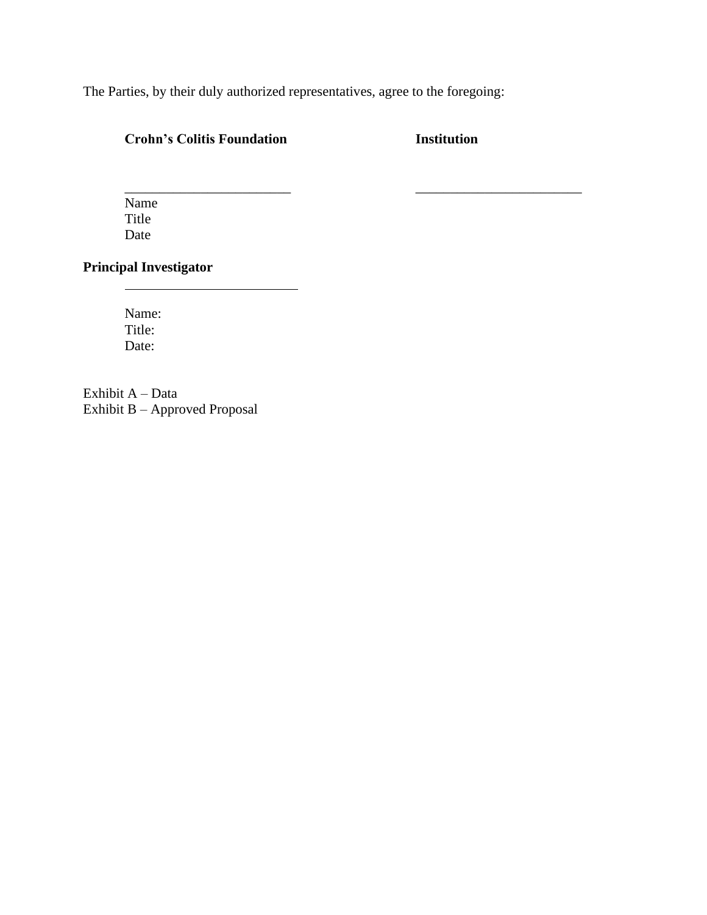The Parties, by their duly authorized representatives, agree to the foregoing:

| **Crohn's Colitis Foundation** | **Institution** |
| --- | --- |
| ________________________ | ________________________ |
| Name | |
| Title | |
| Date | |

**Principal Investigator**

________________________

Name:
Title:
Date:

Exhibit A – Data
Exhibit B – Approved Proposal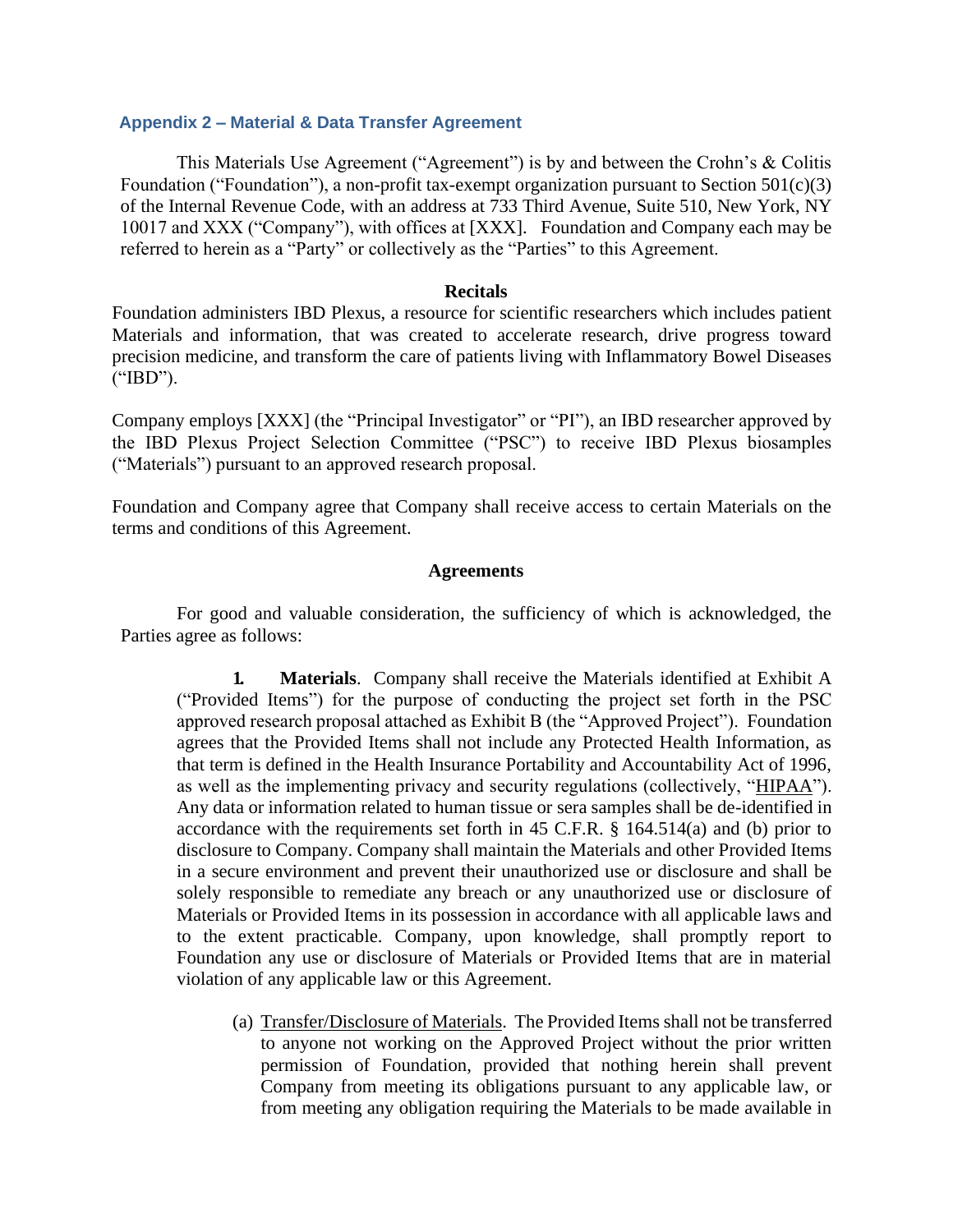## Appendix 2 – Material & Data Transfer Agreement

This Materials Use Agreement ("Agreement") is by and between the Crohn's & Colitis Foundation ("Foundation"), a non-profit tax-exempt organization pursuant to Section 501(c)(3) of the Internal Revenue Code, with an address at 733 Third Avenue, Suite 510, New York, NY 10017 and XXX ("Company"), with offices at [XXX]. Foundation and Company each may be referred to herein as a "Party" or collectively as the "Parties" to this Agreement.

**Recitals**

Foundation administers IBD Plexus, a resource for scientific researchers which includes patient Materials and information, that was created to accelerate research, drive progress toward precision medicine, and transform the care of patients living with Inflammatory Bowel Diseases ("IBD").

Company employs [XXX] (the "Principal Investigator" or "PI"), an IBD researcher approved by the IBD Plexus Project Selection Committee ("PSC") to receive IBD Plexus biosamples ("Materials") pursuant to an approved research proposal.

Foundation and Company agree that Company shall receive access to certain Materials on the terms and conditions of this Agreement.

**Agreements**

For good and valuable consideration, the sufficiency of which is acknowledged, the Parties agree as follows:

**1. Materials**. Company shall receive the Materials identified at Exhibit A ("Provided Items") for the purpose of conducting the project set forth in the PSC approved research proposal attached as Exhibit B (the "Approved Project"). Foundation agrees that the Provided Items shall not include any Protected Health Information, as that term is defined in the Health Insurance Portability and Accountability Act of 1996, as well as the implementing privacy and security regulations (collectively, "HIPAA"). Any data or information related to human tissue or sera samples shall be de-identified in accordance with the requirements set forth in 45 C.F.R. § 164.514(a) and (b) prior to disclosure to Company. Company shall maintain the Materials and other Provided Items in a secure environment and prevent their unauthorized use or disclosure and shall be solely responsible to remediate any breach or any unauthorized use or disclosure of Materials or Provided Items in its possession in accordance with all applicable laws and to the extent practicable. Company, upon knowledge, shall promptly report to Foundation any use or disclosure of Materials or Provided Items that are in material violation of any applicable law or this Agreement.

(a) Transfer/Disclosure of Materials. The Provided Items shall not be transferred to anyone not working on the Approved Project without the prior written permission of Foundation, provided that nothing herein shall prevent Company from meeting its obligations pursuant to any applicable law, or from meeting any obligation requiring the Materials to be made available in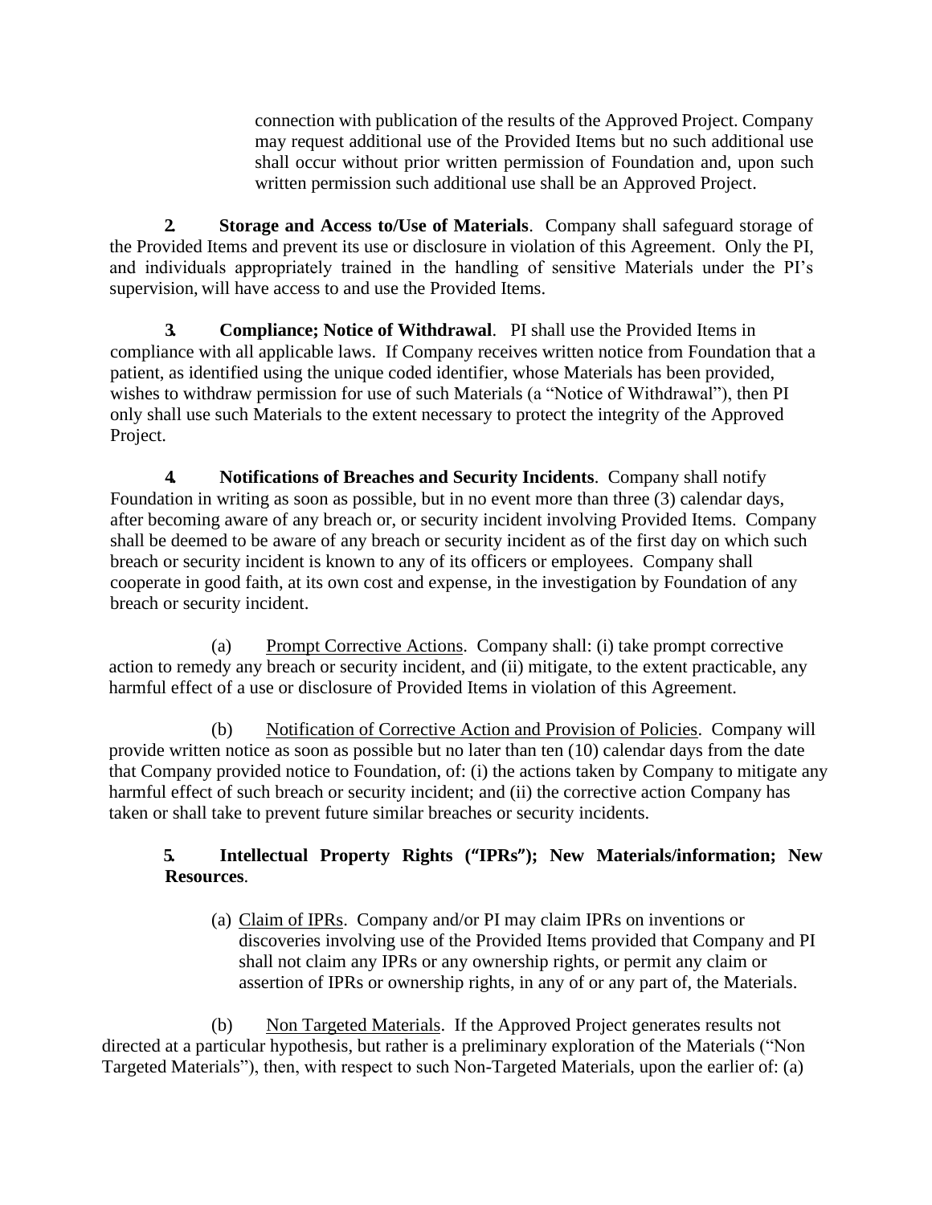connection with publication of the results of the Approved Project. Company may request additional use of the Provided Items but no such additional use shall occur without prior written permission of Foundation and, upon such written permission such additional use shall be an Approved Project.

**2. Storage and Access to/Use of Materials**. Company shall safeguard storage of the Provided Items and prevent its use or disclosure in violation of this Agreement. Only the PI, and individuals appropriately trained in the handling of sensitive Materials under the PI's supervision, will have access to and use the Provided Items.

**3. Compliance; Notice of Withdrawal**. PI shall use the Provided Items in compliance with all applicable laws. If Company receives written notice from Foundation that a patient, as identified using the unique coded identifier, whose Materials has been provided, wishes to withdraw permission for use of such Materials (a "Notice of Withdrawal"), then PI only shall use such Materials to the extent necessary to protect the integrity of the Approved Project.

**4. Notifications of Breaches and Security Incidents**. Company shall notify Foundation in writing as soon as possible, but in no event more than three (3) calendar days, after becoming aware of any breach or, or security incident involving Provided Items. Company shall be deemed to be aware of any breach or security incident as of the first day on which such breach or security incident is known to any of its officers or employees. Company shall cooperate in good faith, at its own cost and expense, in the investigation by Foundation of any breach or security incident.

(a) Prompt Corrective Actions. Company shall: (i) take prompt corrective action to remedy any breach or security incident, and (ii) mitigate, to the extent practicable, any harmful effect of a use or disclosure of Provided Items in violation of this Agreement.

(b) Notification of Corrective Action and Provision of Policies. Company will provide written notice as soon as possible but no later than ten (10) calendar days from the date that Company provided notice to Foundation, of: (i) the actions taken by Company to mitigate any harmful effect of such breach or security incident; and (ii) the corrective action Company has taken or shall take to prevent future similar breaches or security incidents.

**5. Intellectual Property Rights ("IPRs"); New Materials/information; New Resources**.

(a) Claim of IPRs. Company and/or PI may claim IPRs on inventions or discoveries involving use of the Provided Items provided that Company and PI shall not claim any IPRs or any ownership rights, or permit any claim or assertion of IPRs or ownership rights, in any of or any part of, the Materials.

(b) Non Targeted Materials. If the Approved Project generates results not directed at a particular hypothesis, but rather is a preliminary exploration of the Materials ("Non Targeted Materials"), then, with respect to such Non-Targeted Materials, upon the earlier of: (a)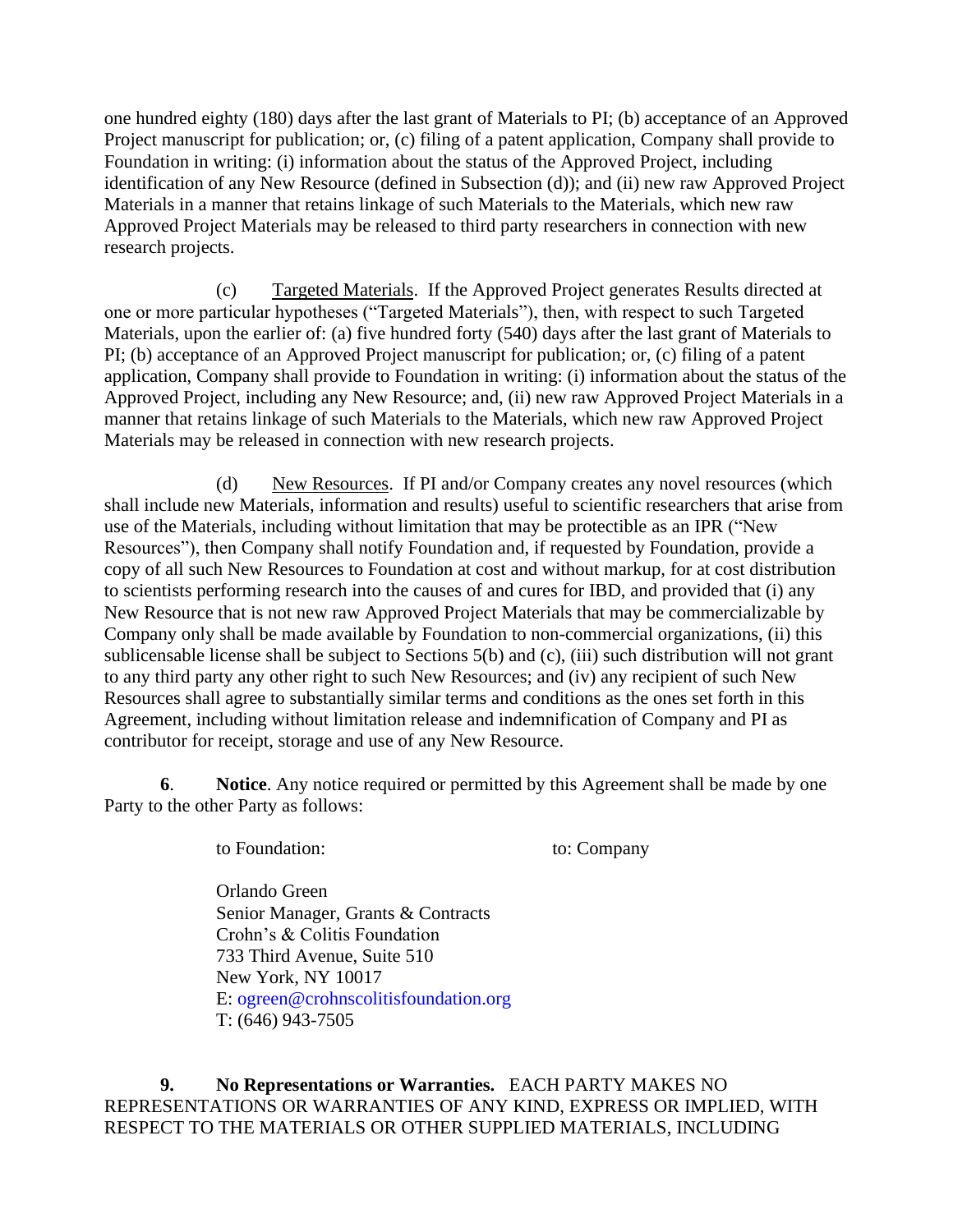one hundred eighty (180) days after the last grant of Materials to PI; (b) acceptance of an Approved Project manuscript for publication; or, (c) filing of a patent application, Company shall provide to Foundation in writing: (i) information about the status of the Approved Project, including identification of any New Resource (defined in Subsection (d)); and (ii) new raw Approved Project Materials in a manner that retains linkage of such Materials to the Materials, which new raw Approved Project Materials may be released to third party researchers in connection with new research projects.

(c) Targeted Materials. If the Approved Project generates Results directed at one or more particular hypotheses ("Targeted Materials"), then, with respect to such Targeted Materials, upon the earlier of: (a) five hundred forty (540) days after the last grant of Materials to PI; (b) acceptance of an Approved Project manuscript for publication; or, (c) filing of a patent application, Company shall provide to Foundation in writing: (i) information about the status of the Approved Project, including any New Resource; and, (ii) new raw Approved Project Materials in a manner that retains linkage of such Materials to the Materials, which new raw Approved Project Materials may be released in connection with new research projects.

(d) New Resources. If PI and/or Company creates any novel resources (which shall include new Materials, information and results) useful to scientific researchers that arise from use of the Materials, including without limitation that may be protectible as an IPR ("New Resources"), then Company shall notify Foundation and, if requested by Foundation, provide a copy of all such New Resources to Foundation at cost and without markup, for at cost distribution to scientists performing research into the causes of and cures for IBD, and provided that (i) any New Resource that is not new raw Approved Project Materials that may be commercializable by Company only shall be made available by Foundation to non-commercial organizations, (ii) this sublicensable license shall be subject to Sections 5(b) and (c), (iii) such distribution will not grant to any third party any other right to such New Resources; and (iv) any recipient of such New Resources shall agree to substantially similar terms and conditions as the ones set forth in this Agreement, including without limitation release and indemnification of Company and PI as contributor for receipt, storage and use of any New Resource.

**6**. **Notice**. Any notice required or permitted by this Agreement shall be made by one Party to the other Party as follows:

to Foundation:

Orlando Green
Senior Manager, Grants & Contracts
Crohn's & Colitis Foundation
733 Third Avenue, Suite 510
New York, NY 10017
E: ogreen@crohnscolitisfoundation.org
T: (646) 943-7505

to: Company

**9. No Representations or Warranties.** EACH PARTY MAKES NO REPRESENTATIONS OR WARRANTIES OF ANY KIND, EXPRESS OR IMPLIED, WITH RESPECT TO THE MATERIALS OR OTHER SUPPLIED MATERIALS, INCLUDING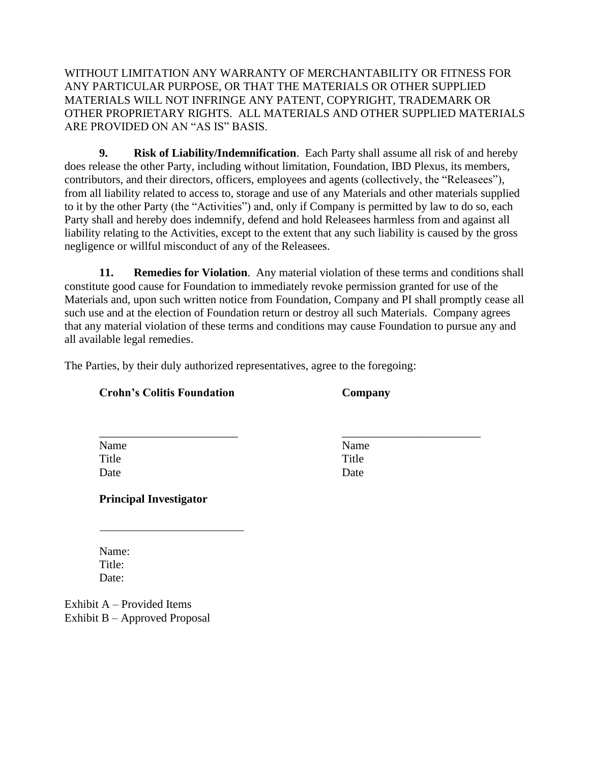WITHOUT LIMITATION ANY WARRANTY OF MERCHANTABILITY OR FITNESS FOR ANY PARTICULAR PURPOSE, OR THAT THE MATERIALS OR OTHER SUPPLIED MATERIALS WILL NOT INFRINGE ANY PATENT, COPYRIGHT, TRADEMARK OR OTHER PROPRIETARY RIGHTS. ALL MATERIALS AND OTHER SUPPLIED MATERIALS ARE PROVIDED ON AN "AS IS" BASIS.

**9. Risk of Liability/Indemnification**. Each Party shall assume all risk of and hereby does release the other Party, including without limitation, Foundation, IBD Plexus, its members, contributors, and their directors, officers, employees and agents (collectively, the "Releasees"), from all liability related to access to, storage and use of any Materials and other materials supplied to it by the other Party (the "Activities") and, only if Company is permitted by law to do so, each Party shall and hereby does indemnify, defend and hold Releasees harmless from and against all liability relating to the Activities, except to the extent that any such liability is caused by the gross negligence or willful misconduct of any of the Releasees.

**11. Remedies for Violation**. Any material violation of these terms and conditions shall constitute good cause for Foundation to immediately revoke permission granted for use of the Materials and, upon such written notice from Foundation, Company and PI shall promptly cease all such use and at the election of Foundation return or destroy all such Materials. Company agrees that any material violation of these terms and conditions may cause Foundation to pursue any and all available legal remedies.

The Parties, by their duly authorized representatives, agree to the foregoing:

**Crohn's Colitis Foundation**

________________________

Name
Title
Date

**Company**

________________________

Name
Title
Date

**Principal Investigator**

________________________

Name:
Title:
Date:

Exhibit A – Provided Items
Exhibit B – Approved Proposal